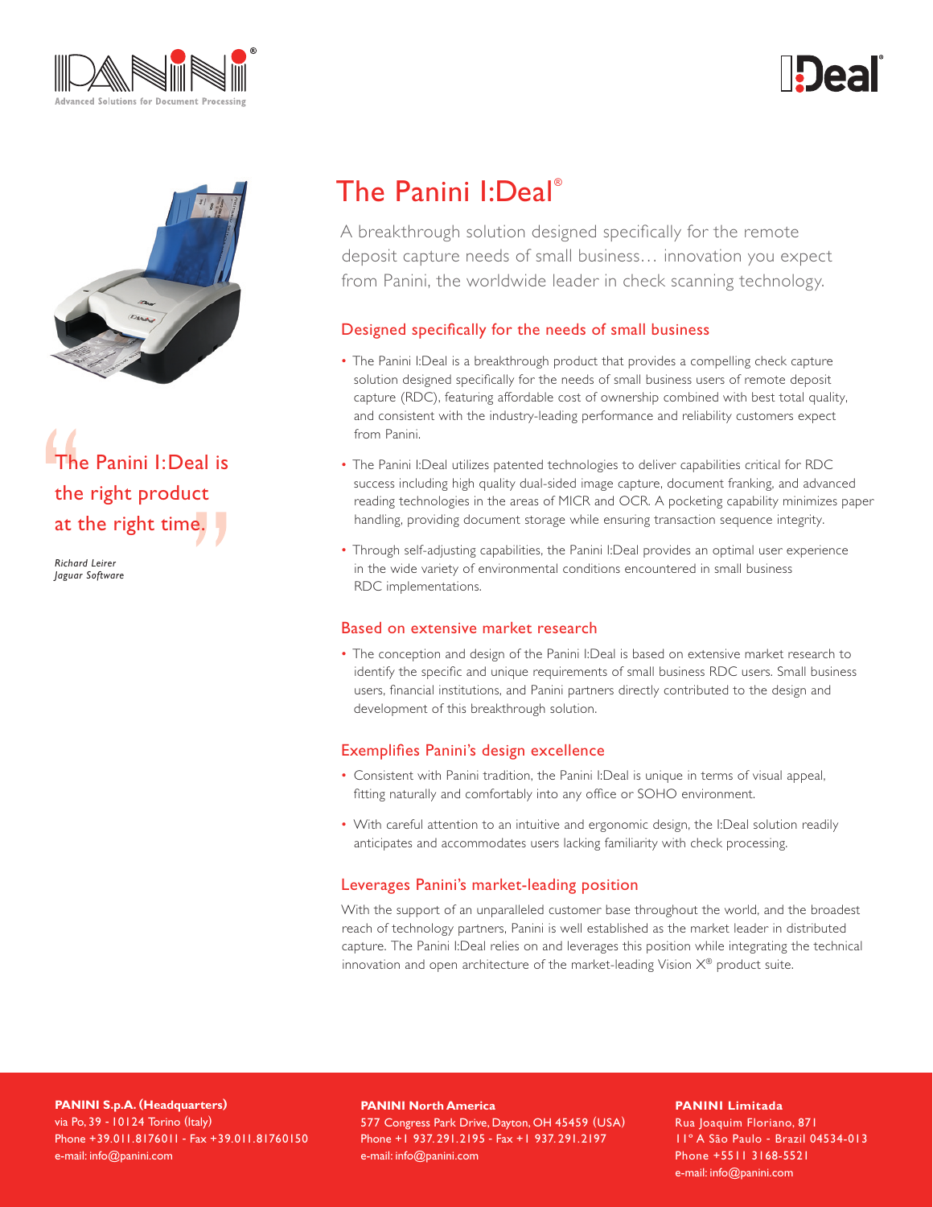# The Panini I:Deal®

A breakthrough solution designed specifically for the remote deposit capture needs of small business… innovation you expect from Panini, the worldwide leader in check scanning technology.

> "The Panini I:Deal is the right product at the right time."
>
> *Richard Leirer*
> *Jaguar Software*

## Designed specifically for the needs of small business

- The Panini I:Deal is a breakthrough product that provides a compelling check capture solution designed specifically for the needs of small business users of remote deposit capture (RDC), featuring affordable cost of ownership combined with best total quality, and consistent with the industry-leading performance and reliability customers expect from Panini.
- The Panini I:Deal utilizes patented technologies to deliver capabilities critical for RDC success including high quality dual-sided image capture, document franking, and advanced reading technologies in the areas of MICR and OCR. A pocketing capability minimizes paper handling, providing document storage while ensuring transaction sequence integrity.
- Through self-adjusting capabilities, the Panini I:Deal provides an optimal user experience in the wide variety of environmental conditions encountered in small business RDC implementations.

## Based on extensive market research

- The conception and design of the Panini I:Deal is based on extensive market research to identify the specific and unique requirements of small business RDC users. Small business users, financial institutions, and Panini partners directly contributed to the design and development of this breakthrough solution.

## Exemplifies Panini's design excellence

- Consistent with Panini tradition, the Panini I:Deal is unique in terms of visual appeal, fitting naturally and comfortably into any office or SOHO environment.
- With careful attention to an intuitive and ergonomic design, the I:Deal solution readily anticipates and accommodates users lacking familiarity with check processing.

## Leverages Panini's market-leading position

With the support of an unparalleled customer base throughout the world, and the broadest reach of technology partners, Panini is well established as the market leader in distributed capture. The Panini I:Deal relies on and leverages this position while integrating the technical innovation and open architecture of the market-leading Vision X® product suite.

**PANINI S.p.A. (Headquarters)**
via Po, 39 - 10124 Torino (Italy)
Phone +39.011.8176011 - Fax +39.011.81760150
e-mail: info@panini.com

**PANINI North America**
577 Congress Park Drive, Dayton, OH 45459 (USA)
Phone +1 937.291.2195 - Fax +1 937.291.2197
e-mail: info@panini.com

**PANINI Limitada**
Rua Joaquim Floriano, 871
11° A São Paulo - Brazil 04534-013
Phone +5511 3168-5521
e-mail: info@panini.com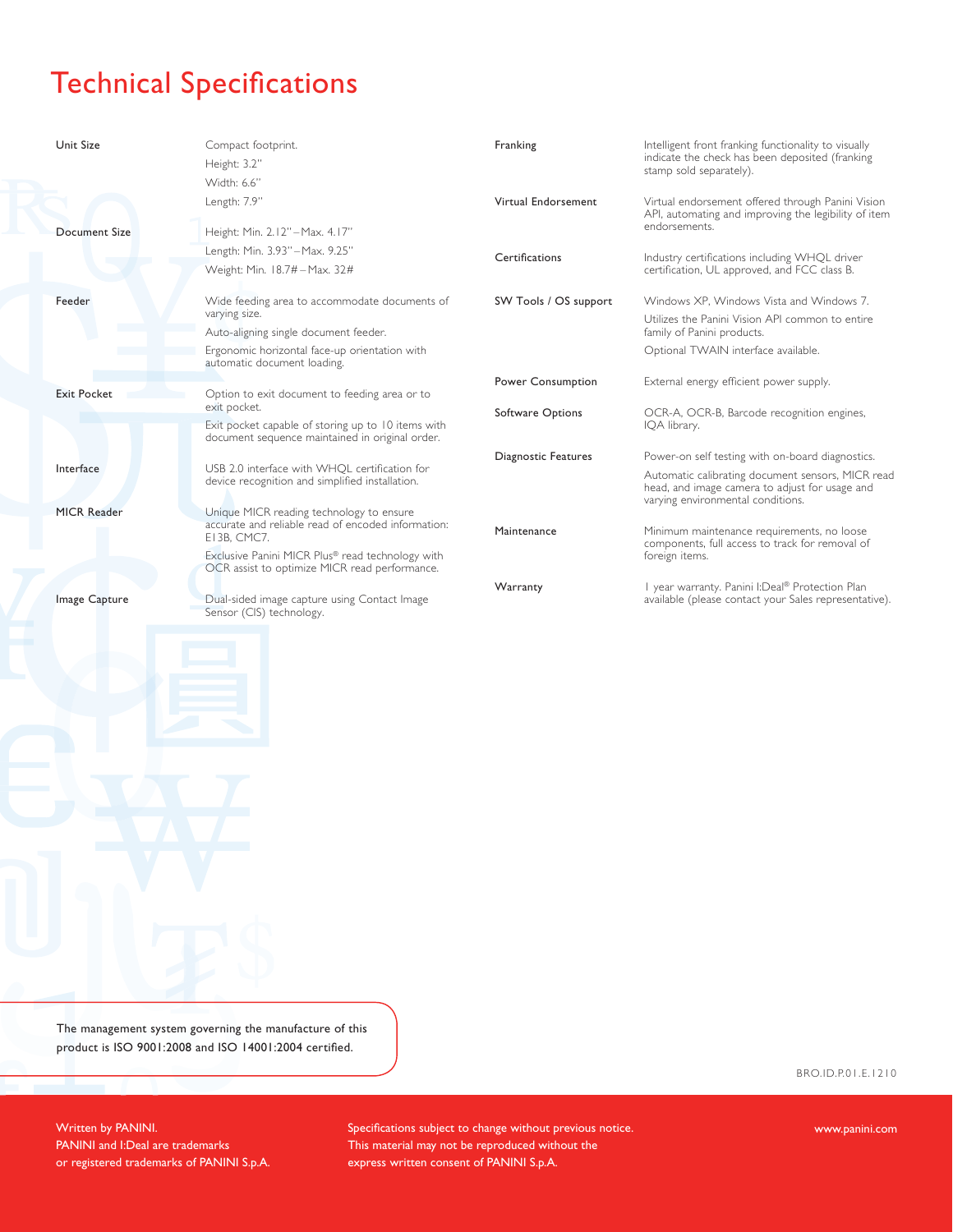# Technical Specifications

| | |
|---|---|
| Unit Size | Compact footprint.<br>Height: 3.2"<br>Width: 6.6"<br>Length: 7.9" |
| Document Size | Height: Min. 2.12" – Max. 4.17"<br>Length: Min. 3.93" – Max. 9.25"<br>Weight: Min. 18.7# – Max. 32# |
| Feeder | Wide feeding area to accommodate documents of varying size.<br>Auto-aligning single document feeder.<br>Ergonomic horizontal face-up orientation with automatic document loading. |
| Exit Pocket | Option to exit document to feeding area or to exit pocket.<br>Exit pocket capable of storing up to 10 items with document sequence maintained in original order. |
| Interface | USB 2.0 interface with WHQL certification for device recognition and simplified installation. |
| MICR Reader | Unique MICR reading technology to ensure accurate and reliable read of encoded information: E13B, CMC7.<br>Exclusive Panini MICR Plus® read technology with OCR assist to optimize MICR read performance. |
| Image Capture | Dual-sided image capture using Contact Image Sensor (CIS) technology. |
| Franking | Intelligent front franking functionality to visually indicate the check has been deposited (franking stamp sold separately). |
| Virtual Endorsement | Virtual endorsement offered through Panini Vision API, automating and improving the legibility of item endorsements. |
| Certifications | Industry certifications including WHQL driver certification, UL approved, and FCC class B. |
| SW Tools / OS support | Windows XP, Windows Vista and Windows 7.<br>Utilizes the Panini Vision API common to entire family of Panini products.<br>Optional TWAIN interface available. |
| Power Consumption | External energy efficient power supply. |
| Software Options | OCR-A, OCR-B, Barcode recognition engines, IQA library. |
| Diagnostic Features | Power-on self testing with on-board diagnostics.<br>Automatic calibrating document sensors, MICR read head, and image camera to adjust for usage and varying environmental conditions. |
| Maintenance | Minimum maintenance requirements, no loose components, full access to track for removal of foreign items. |
| Warranty | 1 year warranty. Panini I:Deal® Protection Plan available (please contact your Sales representative). |

The management system governing the manufacture of this product is ISO 9001:2008 and ISO 14001:2004 certified.

BRO.ID.P.01.E.1210

Written by PANINI.
PANINI and I:Deal are trademarks or registered trademarks of PANINI S.p.A.

Specifications subject to change without previous notice. This material may not be reproduced without the express written consent of PANINI S.p.A.

www.panini.com